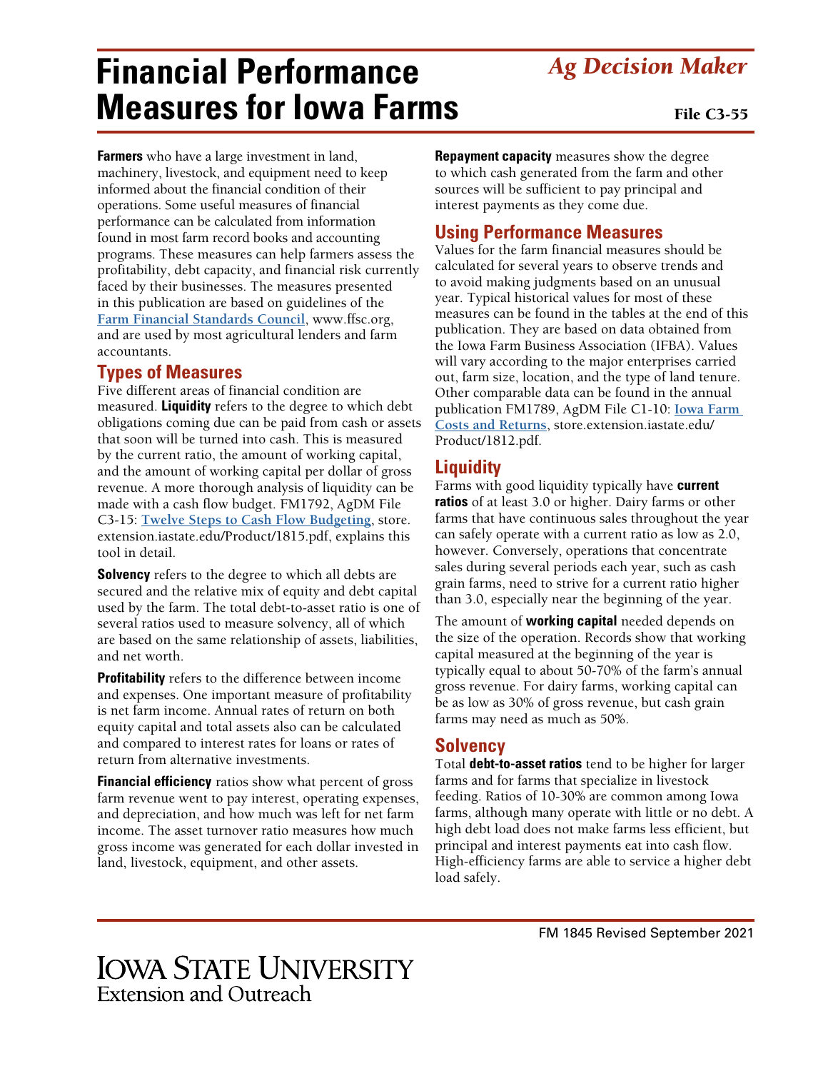# Financial Performance Measures for Iowa Farms

*Ag Decision Maker*

File C3-55

**Farmers** who have a large investment in land, machinery, livestock, and equipment need to keep informed about the financial condition of their operations. Some useful measures of financial performance can be calculated from information found in most farm record books and accounting programs. These measures can help farmers assess the profitability, debt capacity, and financial risk currently faced by their businesses. The measures presented in this publication are based on guidelines of the [Farm Financial Standards Council](http://www.ffsc.org), www.ffsc.org, and are used by most agricultural lenders and farm accountants.

## Types of Measures

Five different areas of financial condition are measured. **Liquidity** refers to the degree to which debt obligations coming due can be paid from cash or assets that soon will be turned into cash. This is measured by the current ratio, the amount of working capital, and the amount of working capital per dollar of gross revenue. A more thorough analysis of liquidity can be made with a cash flow budget. FM1792, AgDM File C3-15: [Twelve Steps to Cash Flow Budgeting](https://store.extension.iastate.edu/Product/1815.pdf), store.extension.iastate.edu/Product/1815.pdf, explains this tool in detail.

**Solvency** refers to the degree to which all debts are secured and the relative mix of equity and debt capital used by the farm. The total debt-to-asset ratio is one of several ratios used to measure solvency, all of which are based on the same relationship of assets, liabilities, and net worth.

**Profitability** refers to the difference between income and expenses. One important measure of profitability is net farm income. Annual rates of return on both equity capital and total assets also can be calculated and compared to interest rates for loans or rates of return from alternative investments.

**Financial efficiency** ratios show what percent of gross farm revenue went to pay interest, operating expenses, and depreciation, and how much was left for net farm income. The asset turnover ratio measures how much gross income was generated for each dollar invested in land, livestock, equipment, and other assets.

**Repayment capacity** measures show the degree to which cash generated from the farm and other sources will be sufficient to pay principal and interest payments as they come due.

## Using Performance Measures

Values for the farm financial measures should be calculated for several years to observe trends and to avoid making judgments based on an unusual year. Typical historical values for most of these measures can be found in the tables at the end of this publication. They are based on data obtained from the Iowa Farm Business Association (IFBA). Values will vary according to the major enterprises carried out, farm size, location, and the type of land tenure. Other comparable data can be found in the annual publication FM1789, AgDM File C1-10: [Iowa Farm Costs and Returns](https://store.extension.iastate.edu/Product/1812.pdf), store.extension.iastate.edu/Product/1812.pdf.

## Liquidity

Farms with good liquidity typically have **current ratios** of at least 3.0 or higher. Dairy farms or other farms that have continuous sales throughout the year can safely operate with a current ratio as low as 2.0, however. Conversely, operations that concentrate sales during several periods each year, such as cash grain farms, need to strive for a current ratio higher than 3.0, especially near the beginning of the year.

The amount of **working capital** needed depends on the size of the operation. Records show that working capital measured at the beginning of the year is typically equal to about 50-70% of the farm's annual gross revenue. For dairy farms, working capital can be as low as 30% of gross revenue, but cash grain farms may need as much as 50%.

## Solvency

Total **debt-to-asset ratios** tend to be higher for larger farms and for farms that specialize in livestock feeding. Ratios of 10-30% are common among Iowa farms, although many operate with little or no debt. A high debt load does not make farms less efficient, but principal and interest payments eat into cash flow. High-efficiency farms are able to service a higher debt load safely.

FM 1845 Revised September 2021

Iowa State University Extension and Outreach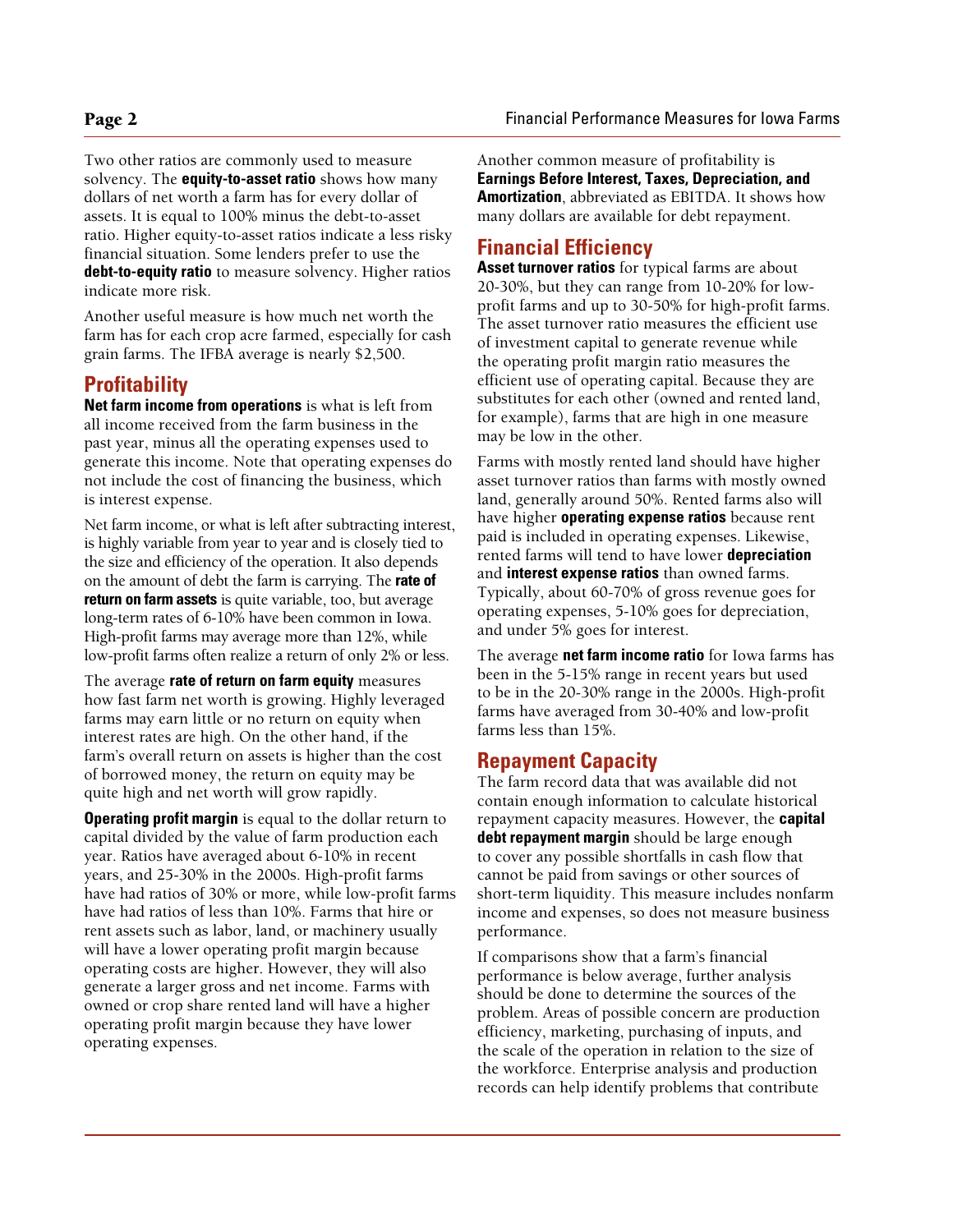Two other ratios are commonly used to measure solvency. The **equity-to-asset ratio** shows how many dollars of net worth a farm has for every dollar of assets. It is equal to 100% minus the debt-to-asset ratio. Higher equity-to-asset ratios indicate a less risky financial situation. Some lenders prefer to use the **debt-to-equity ratio** to measure solvency. Higher ratios indicate more risk.

Another useful measure is how much net worth the farm has for each crop acre farmed, especially for cash grain farms. The IFBA average is nearly $2,500.

## Profitability

**Net farm income from operations** is what is left from all income received from the farm business in the past year, minus all the operating expenses used to generate this income. Note that operating expenses do not include the cost of financing the business, which is interest expense.

Net farm income, or what is left after subtracting interest, is highly variable from year to year and is closely tied to the size and efficiency of the operation. It also depends on the amount of debt the farm is carrying. The **rate of return on farm assets** is quite variable, too, but average long-term rates of 6-10% have been common in Iowa. High-profit farms may average more than 12%, while low-profit farms often realize a return of only 2% or less.

The average **rate of return on farm equity** measures how fast farm net worth is growing. Highly leveraged farms may earn little or no return on equity when interest rates are high. On the other hand, if the farm's overall return on assets is higher than the cost of borrowed money, the return on equity may be quite high and net worth will grow rapidly.

**Operating profit margin** is equal to the dollar return to capital divided by the value of farm production each year. Ratios have averaged about 6-10% in recent years, and 25-30% in the 2000s. High-profit farms have had ratios of 30% or more, while low-profit farms have had ratios of less than 10%. Farms that hire or rent assets such as labor, land, or machinery usually will have a lower operating profit margin because operating costs are higher. However, they will also generate a larger gross and net income. Farms with owned or crop share rented land will have a higher operating profit margin because they have lower operating expenses.

Another common measure of profitability is **Earnings Before Interest, Taxes, Depreciation, and Amortization**, abbreviated as EBITDA. It shows how many dollars are available for debt repayment.

## Financial Efficiency

**Asset turnover ratios** for typical farms are about 20-30%, but they can range from 10-20% for low-profit farms and up to 30-50% for high-profit farms. The asset turnover ratio measures the efficient use of investment capital to generate revenue while the operating profit margin ratio measures the efficient use of operating capital. Because they are substitutes for each other (owned and rented land, for example), farms that are high in one measure may be low in the other.

Farms with mostly rented land should have higher asset turnover ratios than farms with mostly owned land, generally around 50%. Rented farms also will have higher **operating expense ratios** because rent paid is included in operating expenses. Likewise, rented farms will tend to have lower **depreciation** and **interest expense ratios** than owned farms. Typically, about 60-70% of gross revenue goes for operating expenses, 5-10% goes for depreciation, and under 5% goes for interest.

The average **net farm income ratio** for Iowa farms has been in the 5-15% range in recent years but used to be in the 20-30% range in the 2000s. High-profit farms have averaged from 30-40% and low-profit farms less than 15%.

## Repayment Capacity

The farm record data that was available did not contain enough information to calculate historical repayment capacity measures. However, the **capital debt repayment margin** should be large enough to cover any possible shortfalls in cash flow that cannot be paid from savings or other sources of short-term liquidity. This measure includes nonfarm income and expenses, so does not measure business performance.

If comparisons show that a farm's financial performance is below average, further analysis should be done to determine the sources of the problem. Areas of possible concern are production efficiency, marketing, purchasing of inputs, and the scale of the operation in relation to the size of the workforce. Enterprise analysis and production records can help identify problems that contribute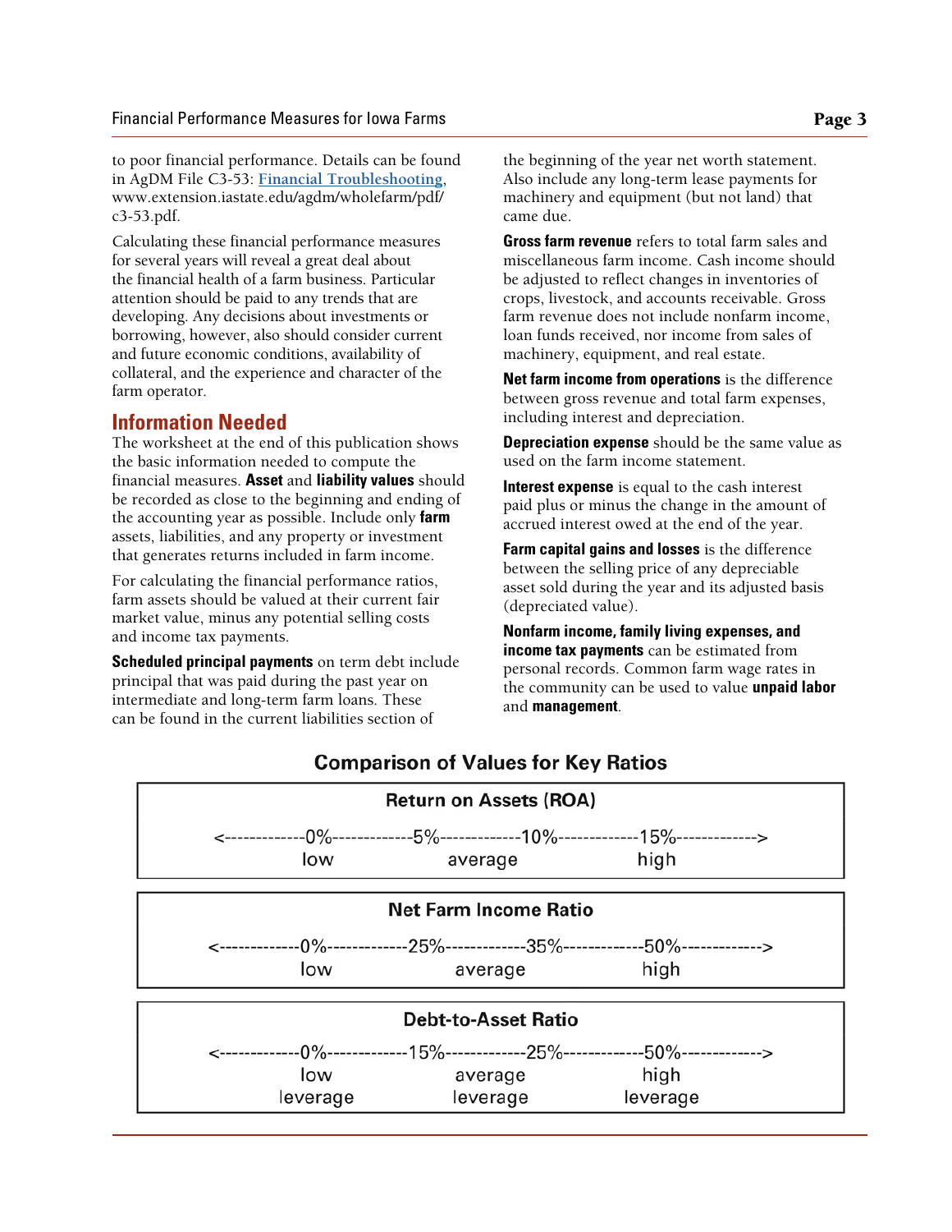to poor financial performance. Details can be found in AgDM File C3-53: [Financial Troubleshooting](www.extension.iastate.edu/agdm/wholefarm/pdf/c3-53.pdf), www.extension.iastate.edu/agdm/wholefarm/pdf/c3-53.pdf.

Calculating these financial performance measures for several years will reveal a great deal about the financial health of a farm business. Particular attention should be paid to any trends that are developing. Any decisions about investments or borrowing, however, also should consider current and future economic conditions, availability of collateral, and the experience and character of the farm operator.

## Information Needed

The worksheet at the end of this publication shows the basic information needed to compute the financial measures. **Asset** and **liability values** should be recorded as close to the beginning and ending of the accounting year as possible. Include only **farm** assets, liabilities, and any property or investment that generates returns included in farm income.

For calculating the financial performance ratios, farm assets should be valued at their current fair market value, minus any potential selling costs and income tax payments.

**Scheduled principal payments** on term debt include principal that was paid during the past year on intermediate and long-term farm loans. These can be found in the current liabilities section of the beginning of the year net worth statement. Also include any long-term lease payments for machinery and equipment (but not land) that came due.

**Gross farm revenue** refers to total farm sales and miscellaneous farm income. Cash income should be adjusted to reflect changes in inventories of crops, livestock, and accounts receivable. Gross farm revenue does not include nonfarm income, loan funds received, nor income from sales of machinery, equipment, and real estate.

**Net farm income from operations** is the difference between gross revenue and total farm expenses, including interest and depreciation.

**Depreciation expense** should be the same value as used on the farm income statement.

**Interest expense** is equal to the cash interest paid plus or minus the change in the amount of accrued interest owed at the end of the year.

**Farm capital gains and losses** is the difference between the selling price of any depreciable asset sold during the year and its adjusted basis (depreciated value).

**Nonfarm income, family living expenses, and income tax payments** can be estimated from personal records. Common farm wage rates in the community can be used to value **unpaid labor** and **management**.

### Comparison of Values for Key Ratios

**Return on Assets (ROA)**

<-------------0%-------------5%-------------10%-------------15%------------->

| low | average | high |
|---|---|---|

**Net Farm Income Ratio**

<-------------0%-------------25%-------------35%-------------50%------------->

| low | average | high |
|---|---|---|

**Debt-to-Asset Ratio**

<-------------0%-------------15%-------------25%-------------50%------------->

| low leverage | average leverage | high leverage |
|---|---|---|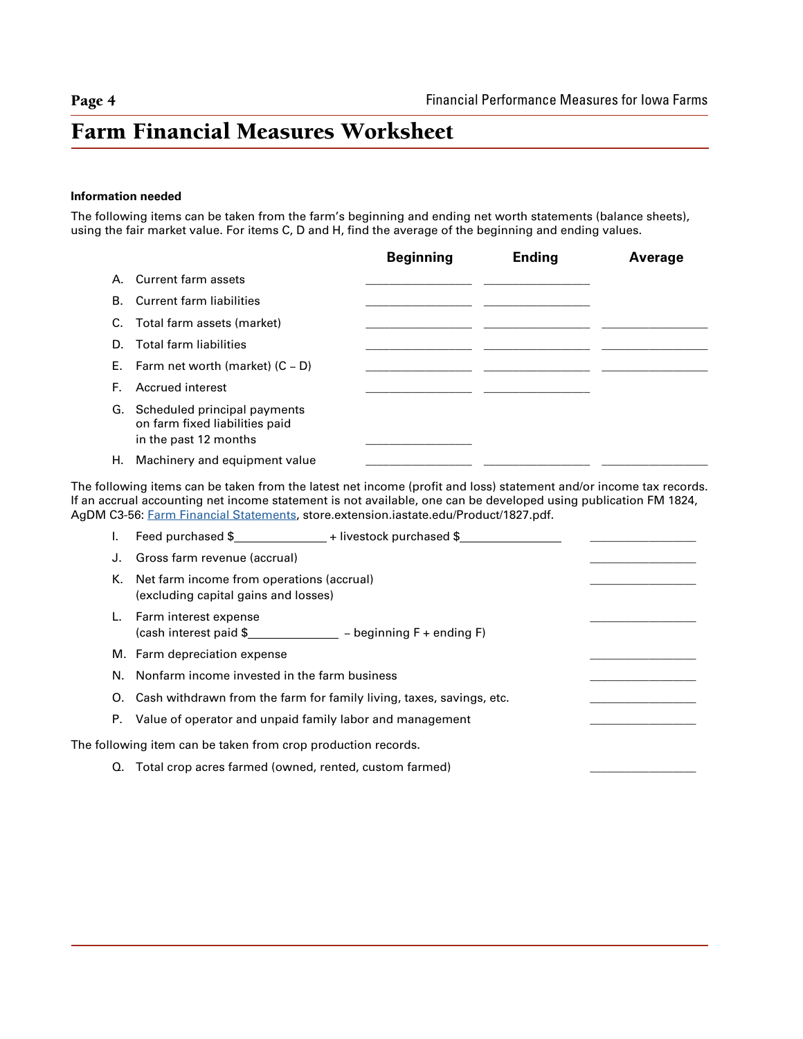# Farm Financial Measures Worksheet

**Information needed**

The following items can be taken from the farm's beginning and ending net worth statements (balance sheets), using the fair market value. For items C, D and H, find the average of the beginning and ending values.

| | Beginning | Ending | Average |
|---|---|---|---|
| A. Current farm assets | ________ | ________ | |
| B. Current farm liabilities | ________ | ________ | |
| C. Total farm assets (market) | ________ | ________ | ________ |
| D. Total farm liabilities | ________ | ________ | ________ |
| E. Farm net worth (market) (C – D) | ________ | ________ | ________ |
| F. Accrued interest | ________ | ________ | |
| G. Scheduled principal payments on farm fixed liabilities paid in the past 12 months | ________ | | |
| H. Machinery and equipment value | ________ | ________ | ________ |

The following items can be taken from the latest net income (profit and loss) statement and/or income tax records. If an accrual accounting net income statement is not available, one can be developed using publication FM 1824, AgDM C3-56: Farm Financial Statements, store.extension.iastate.edu/Product/1827.pdf.

| | |
|---|---|
| I. Feed purchased $________ + livestock purchased $________ | ________ |
| J. Gross farm revenue (accrual) | ________ |
| K. Net farm income from operations (accrual) (excluding capital gains and losses) | ________ |
| L. Farm interest expense (cash interest paid $________ – beginning F + ending F) | ________ |
| M. Farm depreciation expense | ________ |
| N. Nonfarm income invested in the farm business | ________ |
| O. Cash withdrawn from the farm for family living, taxes, savings, etc. | ________ |
| P. Value of operator and unpaid family labor and management | ________ |

The following item can be taken from crop production records.

| | |
|---|---|
| Q. Total crop acres farmed (owned, rented, custom farmed) | ________ |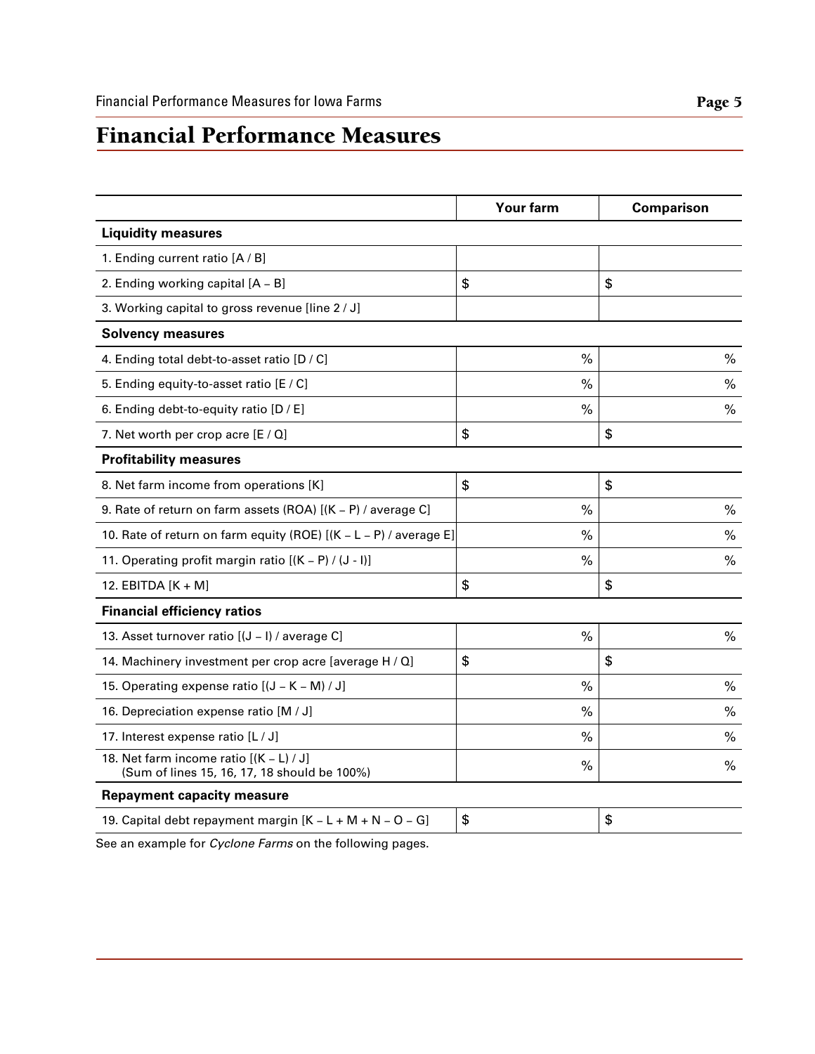# Financial Performance Measures

| | Your farm | Comparison |
|---|---|---|
| **Liquidity measures** | | |
| 1. Ending current ratio [A / B] | | |
| 2. Ending working capital [A – B] | $ | $ |
| 3. Working capital to gross revenue [line 2 / J] | | |
| **Solvency measures** | | |
| 4. Ending total debt-to-asset ratio [D / C] | % | % |
| 5. Ending equity-to-asset ratio [E / C] | % | % |
| 6. Ending debt-to-equity ratio [D / E] | % | % |
| 7. Net worth per crop acre [E / Q] | $ | $ |
| **Profitability measures** | | |
| 8. Net farm income from operations [K] | $ | $ |
| 9. Rate of return on farm assets (ROA) [(K – P) / average C] | % | % |
| 10. Rate of return on farm equity (ROE) [(K – L – P) / average E] | % | % |
| 11. Operating profit margin ratio [(K – P) / (J - I)] | % | % |
| 12. EBITDA [K + M] | $ | $ |
| **Financial efficiency ratios** | | |
| 13. Asset turnover ratio [(J – I) / average C] | % | % |
| 14. Machinery investment per crop acre [average H / Q] | $ | $ |
| 15. Operating expense ratio [(J – K – M) / J] | % | % |
| 16. Depreciation expense ratio [M / J] | % | % |
| 17. Interest expense ratio [L / J] | % | % |
| 18. Net farm income ratio [(K – L) / J] (Sum of lines 15, 16, 17, 18 should be 100%) | % | % |
| **Repayment capacity measure** | | |
| 19. Capital debt repayment margin [K – L + M + N – O – G] | $ | $ |

See an example for *Cyclone Farms* on the following pages.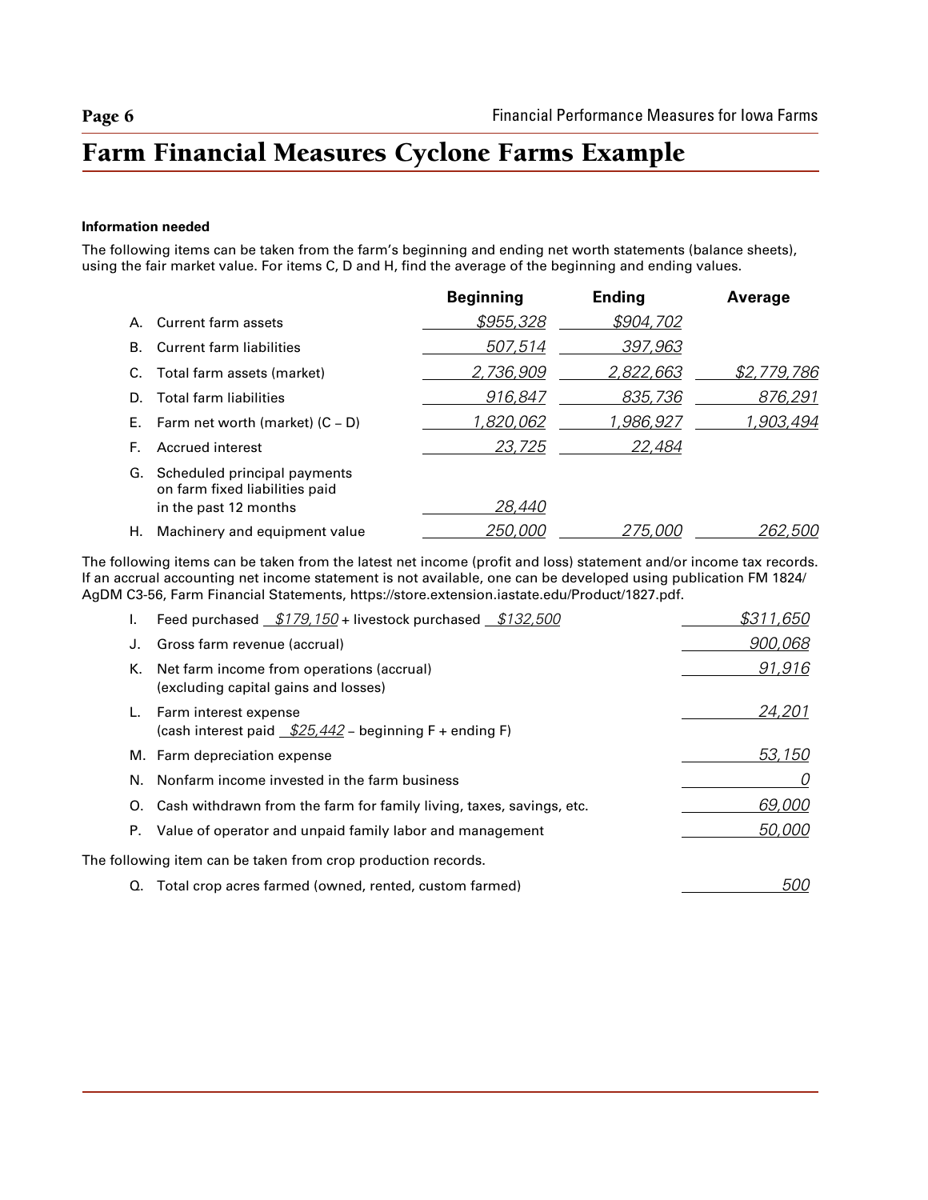# Farm Financial Measures Cyclone Farms Example

**Information needed**

The following items can be taken from the farm's beginning and ending net worth statements (balance sheets), using the fair market value. For items C, D and H, find the average of the beginning and ending values.

| | | Beginning | Ending | Average |
|---|---|---|---|---|
| A. | Current farm assets | *$955,328* | *$904,702* | |
| B. | Current farm liabilities | *507,514* | *397,963* | |
| C. | Total farm assets (market) | *2,736,909* | *2,822,663* | *$2,779,786* |
| D. | Total farm liabilities | *916,847* | *835,736* | *876,291* |
| E. | Farm net worth (market) (C – D) | *1,820,062* | *1,986,927* | *1,903,494* |
| F. | Accrued interest | *23,725* | *22,484* | |
| G. | Scheduled principal payments on farm fixed liabilities paid in the past 12 months | *28,440* | | |
| H. | Machinery and equipment value | *250,000* | *275,000* | *262,500* |

The following items can be taken from the latest net income (profit and loss) statement and/or income tax records. If an accrual accounting net income statement is not available, one can be developed using publication FM 1824/AgDM C3-56, Farm Financial Statements, https://store.extension.iastate.edu/Product/1827.pdf.

| | | |
|---|---|---|
| I. | Feed purchased *$179,150* + livestock purchased *$132,500* | *$311,650* |
| J. | Gross farm revenue (accrual) | *900,068* |
| K. | Net farm income from operations (accrual) (excluding capital gains and losses) | *91,916* |
| L. | Farm interest expense (cash interest paid *$25,442* – beginning F + ending F) | *24,201* |
| M. | Farm depreciation expense | *53,150* |
| N. | Nonfarm income invested in the farm business | *0* |
| O. | Cash withdrawn from the farm for family living, taxes, savings, etc. | *69,000* |
| P. | Value of operator and unpaid family labor and management | *50,000* |

The following item can be taken from crop production records.

| | | |
|---|---|---|
| Q. | Total crop acres farmed (owned, rented, custom farmed) | *500* |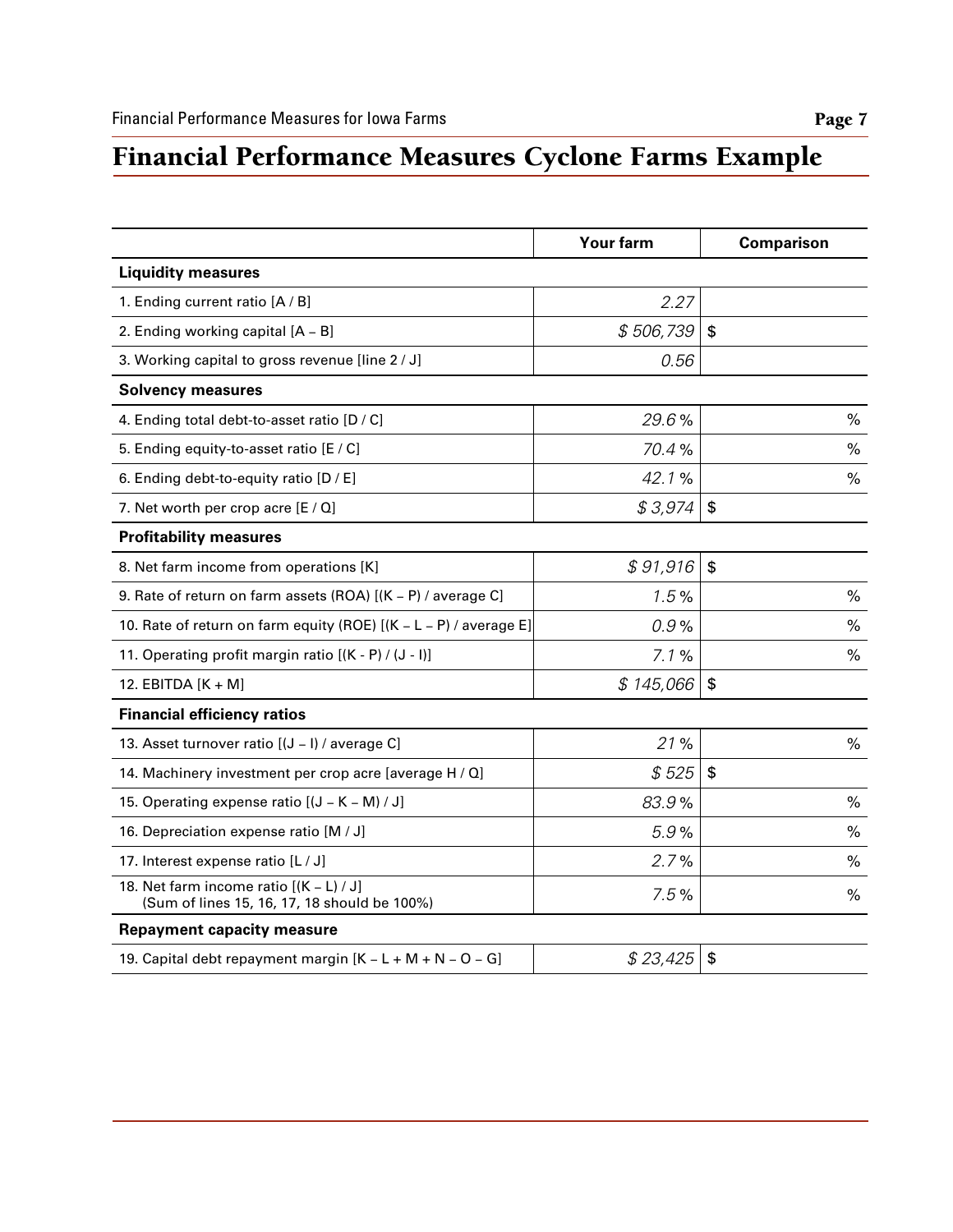# Financial Performance Measures Cyclone Farms Example

| | Your farm | Comparison |
|---|---|---|
| **Liquidity measures** | | |
| 1. Ending current ratio [A / B] | *2.27* | |
| 2. Ending working capital [A – B] | *$ 506,739* | $ |
| 3. Working capital to gross revenue [line 2 / J] | *0.56* | |
| **Solvency measures** | | |
| 4. Ending total debt-to-asset ratio [D / C] | *29.6 %* | % |
| 5. Ending equity-to-asset ratio [E / C] | *70.4 %* | % |
| 6. Ending debt-to-equity ratio [D / E] | *42.1 %* | % |
| 7. Net worth per crop acre [E / Q] | *$ 3,974* | $ |
| **Profitability measures** | | |
| 8. Net farm income from operations [K] | *$ 91,916* | $ |
| 9. Rate of return on farm assets (ROA) [(K – P) / average C] | *1.5 %* | % |
| 10. Rate of return on farm equity (ROE) [(K – L – P) / average E] | *0.9 %* | % |
| 11. Operating profit margin ratio [(K - P) / (J - I)] | *7.1 %* | % |
| 12. EBITDA [K + M] | *$ 145,066* | $ |
| **Financial efficiency ratios** | | |
| 13. Asset turnover ratio [(J – I) / average C] | *21 %* | % |
| 14. Machinery investment per crop acre [average H / Q] | *$ 525* | $ |
| 15. Operating expense ratio [(J – K – M) / J] | *83.9 %* | % |
| 16. Depreciation expense ratio [M / J] | *5.9 %* | % |
| 17. Interest expense ratio [L / J] | *2.7 %* | % |
| 18. Net farm income ratio [(K – L) / J] (Sum of lines 15, 16, 17, 18 should be 100%) | *7.5 %* | % |
| **Repayment capacity measure** | | |
| 19. Capital debt repayment margin [K – L + M + N – O – G] | *$ 23,425* | $ |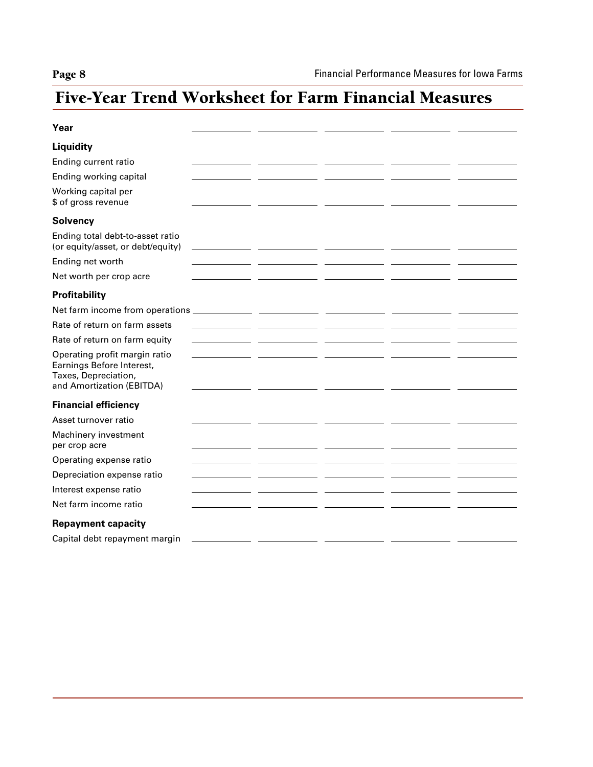## Five-Year Trend Worksheet for Farm Financial Measures

| **Year** | | | | | |
|---|---|---|---|---|---|
| **Liquidity** | | | | | |
| Ending current ratio | | | | | |
| Ending working capital | | | | | |
| Working capital per $ of gross revenue | | | | | |
| **Solvency** | | | | | |
| Ending total debt-to-asset ratio (or equity/asset, or debt/equity) | | | | | |
| Ending net worth | | | | | |
| Net worth per crop acre | | | | | |
| **Profitability** | | | | | |
| Net farm income from operations | | | | | |
| Rate of return on farm assets | | | | | |
| Rate of return on farm equity | | | | | |
| Operating profit margin ratio | | | | | |
| Earnings Before Interest, Taxes, Depreciation, and Amortization (EBITDA) | | | | | |
| **Financial efficiency** | | | | | |
| Asset turnover ratio | | | | | |
| Machinery investment per crop acre | | | | | |
| Operating expense ratio | | | | | |
| Depreciation expense ratio | | | | | |
| Interest expense ratio | | | | | |
| Net farm income ratio | | | | | |
| **Repayment capacity** | | | | | |
| Capital debt repayment margin | | | | | |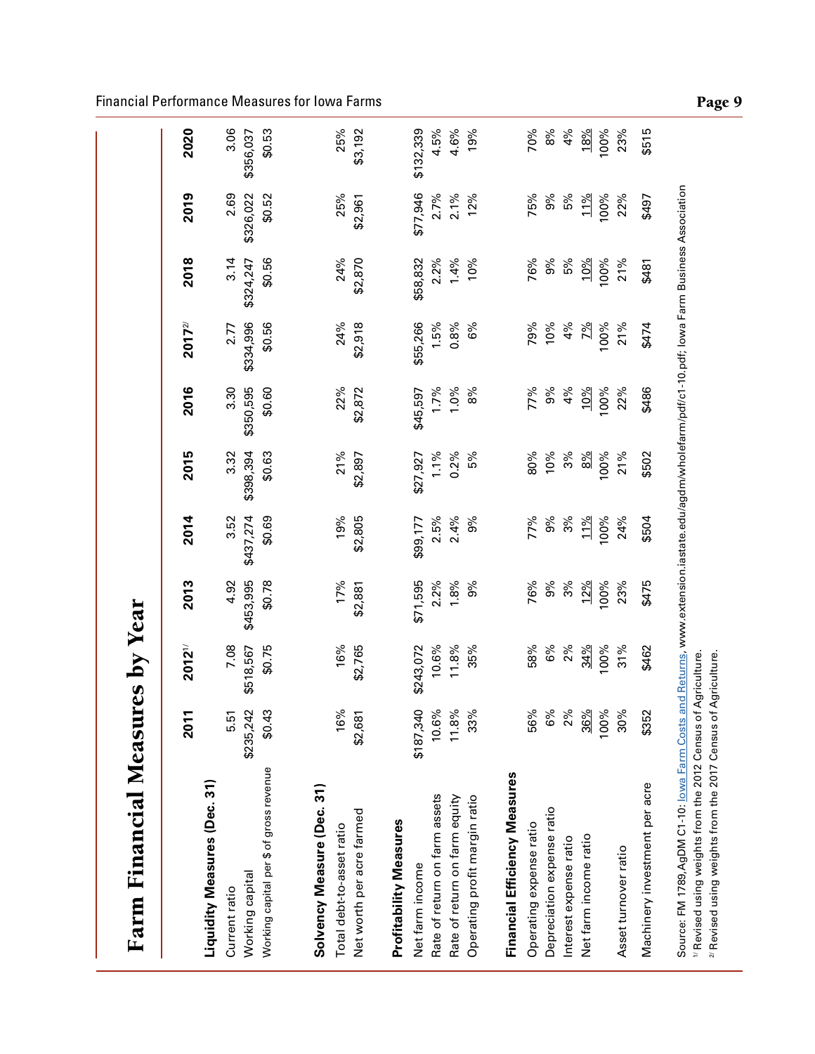# Farm Financial Measures by Year

| | 2011 | 2012[1] | 2013 | 2014 | 2015 | 2016 | 2017[2] | 2018 | 2019 | 2020 |
|---|---|---|---|---|---|---|---|---|---|---|
| **Liquidity Measures (Dec. 31)** | | | | | | | | | | |
| Current ratio | 5.51 | 7.08 | 4.92 | 3.52 | 3.32 | 3.30 | 2.77 | 3.14 | 2.69 | 3.06 |
| Working capital | $235,242 | $518,567 | $453,995 | $437,274 | $398,394 | $350,595 | $334,996 | $324,247 | $326,022 | $356,037 |
| Working capital per $ of gross revenue | $0.43 | $0.75 | $0.78 | $0.69 | $0.63 | $0.60 | $0.56 | $0.56 | $0.52 | $0.53 |
| **Solvency Measure (Dec. 31)** | | | | | | | | | | |
| Total debt-to-asset ratio | 16% | 16% | 17% | 19% | 21% | 22% | 24% | 24% | 25% | 25% |
| Net worth per acre farmed | $2,681 | $2,765 | $2,881 | $2,805 | $2,897 | $2,872 | $2,918 | $2,870 | $2,961 | $3,192 |
| **Profitability Measures** | | | | | | | | | | |
| Net farm income | $187,340 | $243,072 | $71,595 | $99,177 | $27,927 | $45,597 | $55,266 | $58,832 | $77,946 | $132,339 |
| Rate of return on farm assets | 10.6% | 10.6% | 2.2% | 2.5% | 1.1% | 1.7% | 1.5% | 2.2% | 2.7% | 4.5% |
| Rate of return on farm equity | 11.8% | 11.8% | 1.8% | 2.4% | 0.2% | 1.0% | 0.8% | 1.4% | 2.1% | 4.6% |
| Operating profit margin ratio | 33% | 35% | 9% | 9% | 5% | 8% | 6% | 10% | 12% | 19% |
| **Financial Efficiency Measures** | | | | | | | | | | |
| Operating expense ratio | 56% | 58% | 76% | 77% | 80% | 77% | 79% | 76% | 75% | 70% |
| Depreciation expense ratio | 6% | 6% | 9% | 9% | 10% | 9% | 10% | 9% | 9% | 8% |
| Interest expense ratio | 2% | 2% | 3% | 3% | 3% | 4% | 4% | 5% | 5% | 4% |
| Net farm income ratio | 36% | 34% | 12% | 11% | 8% | 10% | 7% | 10% | 11% | 18% |
| | 100% | 100% | 100% | 100% | 100% | 100% | 100% | 100% | 100% | 100% |
| Asset turnover ratio | 30% | 31% | 23% | 24% | 21% | 22% | 21% | 21% | 22% | 23% |
| Machinery investment per acre | $352 | $462 | $475 | $504 | $502 | $486 | $474 | $481 | $497 | $515 |

Source: FM 1789, AgDM C1-10: Iowa Farm Costs and Returns, www.extension.iastate.edu/agdm/wholefarm/pdf/c1-10.pdf; Iowa Farm Business Association

[1] Revised using weights from the 2012 Census of Agriculture.

[2] Revised using weights from the 2017 Census of Agriculture.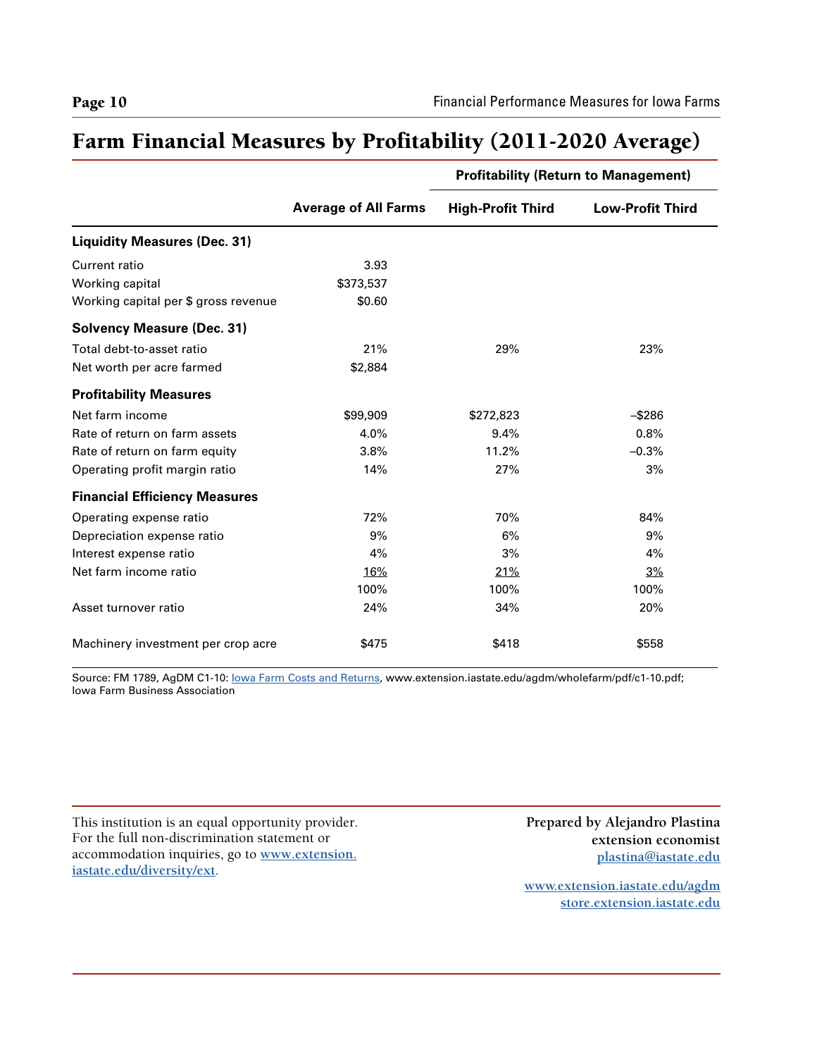# Farm Financial Measures by Profitability (2011-2020 Average)

| | | Profitability (Return to Management) | |
|---|---|---|---|
| | Average of All Farms | High-Profit Third | Low-Profit Third |
| **Liquidity Measures (Dec. 31)** | | | |
| Current ratio | 3.93 | | |
| Working capital | $373,537 | | |
| Working capital per $ gross revenue | $0.60 | | |
| **Solvency Measure (Dec. 31)** | | | |
| Total debt-to-asset ratio | 21% | 29% | 23% |
| Net worth per acre farmed | $2,884 | | |
| **Profitability Measures** | | | |
| Net farm income | $99,909 | $272,823 | –$286 |
| Rate of return on farm assets | 4.0% | 9.4% | 0.8% |
| Rate of return on farm equity | 3.8% | 11.2% | –0.3% |
| Operating profit margin ratio | 14% | 27% | 3% |
| **Financial Efficiency Measures** | | | |
| Operating expense ratio | 72% | 70% | 84% |
| Depreciation expense ratio | 9% | 6% | 9% |
| Interest expense ratio | 4% | 3% | 4% |
| Net farm income ratio | 16% | 21% | 3% |
| | 100% | 100% | 100% |
| Asset turnover ratio | 24% | 34% | 20% |
| Machinery investment per crop acre | $475 | $418 | $558 |

Source: FM 1789, AgDM C1-10: Iowa Farm Costs and Returns, www.extension.iastate.edu/agdm/wholefarm/pdf/c1-10.pdf; Iowa Farm Business Association

This institution is an equal opportunity provider. For the full non-discrimination statement or accommodation inquiries, go to www.extension.iastate.edu/diversity/ext.

**Prepared by Alejandro Plastina**
**extension economist**
plastina@iastate.edu

www.extension.iastate.edu/agdm
store.extension.iastate.edu